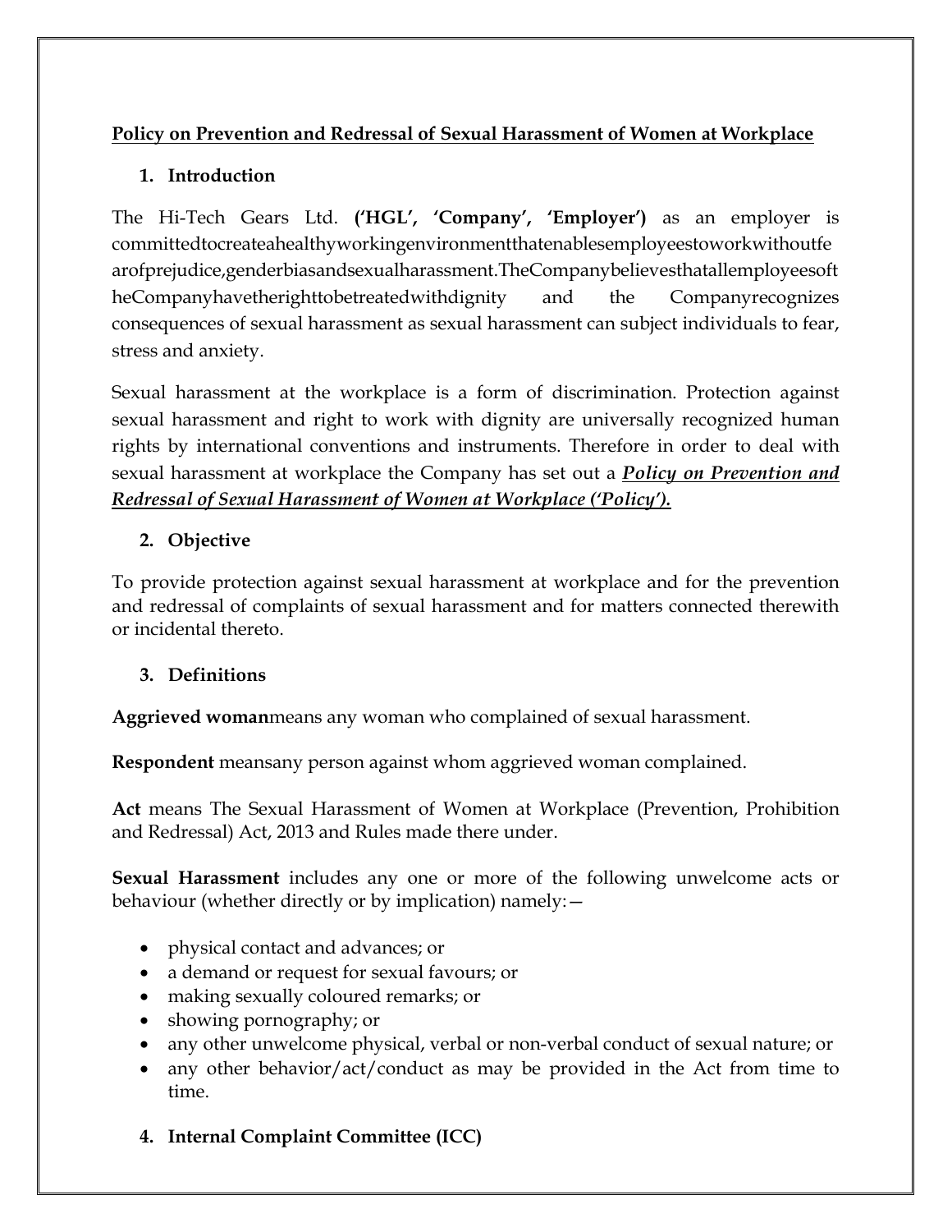**Policy on Prevention and Redressal of Sexual Harassment of Women at Workplace**

1. **Introduction**

The Hi-Tech Gears Ltd. **('HGL', 'Company', 'Employer')** as an employer is committedtocreateahealthyworkingenvironmentthatenablesemployeestoworkwithoutfe arofprejudice,genderbiasandsexualharassment.TheCompanybelievesthatallemployeesoft heCompanyhavetherighttobetreatedwithdignity and the Companyrecognizes consequences of sexual harassment as sexual harassment can subject individuals to fear, stress and anxiety.

Sexual harassment at the workplace is a form of discrimination. Protection against sexual harassment and right to work with dignity are universally recognized human rights by international conventions and instruments. Therefore in order to deal with sexual harassment at workplace the Company has set out a ***Policy on Prevention and Redressal of Sexual Harassment of Women at Workplace ('Policy').***

2. **Objective**

To provide protection against sexual harassment at workplace and for the prevention and redressal of complaints of sexual harassment and for matters connected therewith or incidental thereto.

3. **Definitions**

**Aggrieved woman**means any woman who complained of sexual harassment.

**Respondent** meansany person against whom aggrieved woman complained.

**Act** means The Sexual Harassment of Women at Workplace (Prevention, Prohibition and Redressal) Act, 2013 and Rules made there under.

**Sexual Harassment** includes any one or more of the following unwelcome acts or behaviour (whether directly or by implication) namely:—

- physical contact and advances; or
- a demand or request for sexual favours; or
- making sexually coloured remarks; or
- showing pornography; or
- any other unwelcome physical, verbal or non-verbal conduct of sexual nature; or
- any other behavior/act/conduct as may be provided in the Act from time to time.

4. **Internal Complaint Committee (ICC)**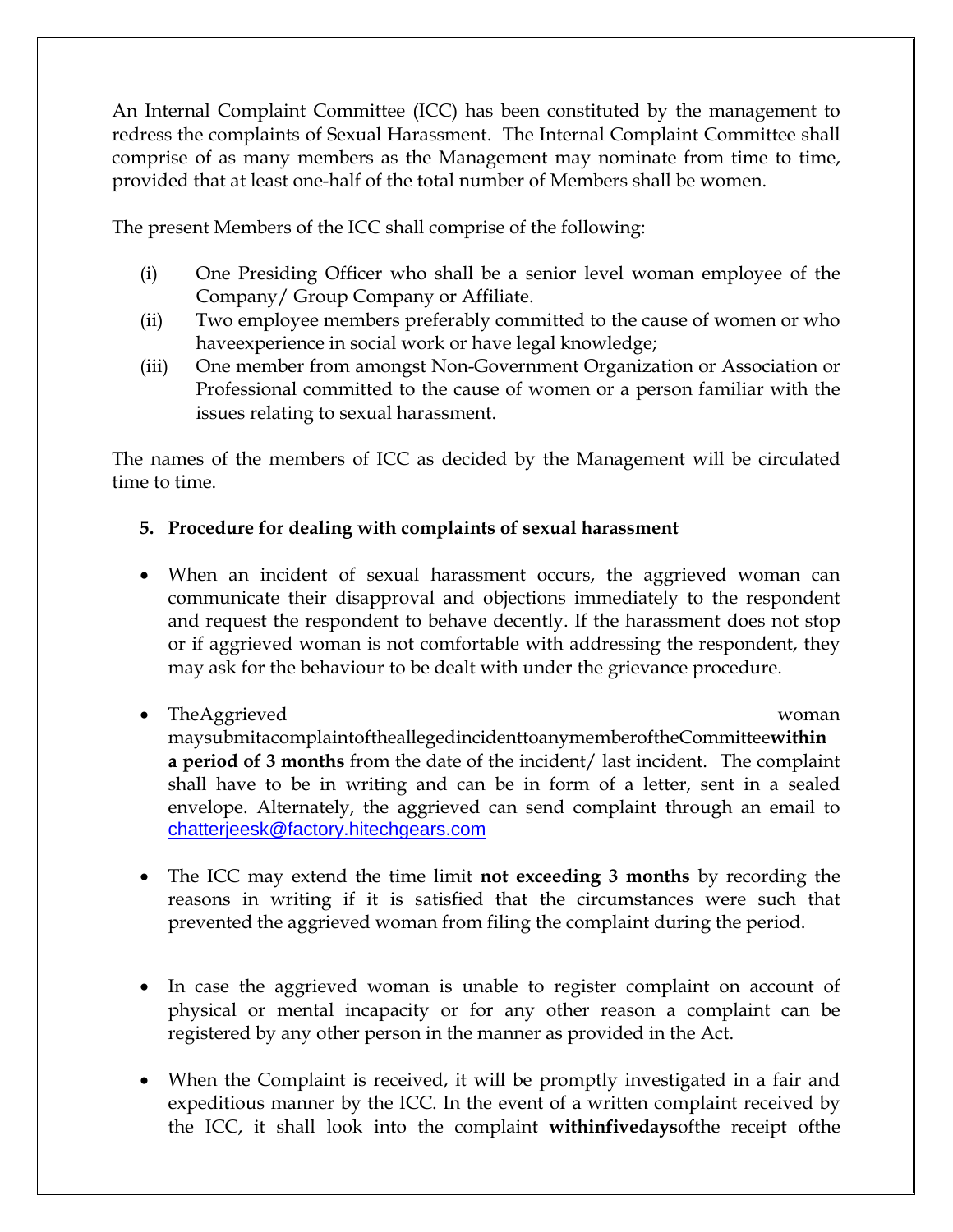An Internal Complaint Committee (ICC) has been constituted by the management to redress the complaints of Sexual Harassment. The Internal Complaint Committee shall comprise of as many members as the Management may nominate from time to time, provided that at least one-half of the total number of Members shall be women.

The present Members of the ICC shall comprise of the following:

(i) One Presiding Officer who shall be a senior level woman employee of the Company/ Group Company or Affiliate.

(ii) Two employee members preferably committed to the cause of women or who haveexperience in social work or have legal knowledge;

(iii) One member from amongst Non-Government Organization or Association or Professional committed to the cause of women or a person familiar with the issues relating to sexual harassment.

The names of the members of ICC as decided by the Management will be circulated time to time.

**5. Procedure for dealing with complaints of sexual harassment**

- When an incident of sexual harassment occurs, the aggrieved woman can communicate their disapproval and objections immediately to the respondent and request the respondent to behave decently. If the harassment does not stop or if aggrieved woman is not comfortable with addressing the respondent, they may ask for the behaviour to be dealt with under the grievance procedure.

- TheAggrieved woman maysubmitacomplaintoftheallegedincidenttoanymemberoftheCommittee**within a period of 3 months** from the date of the incident/ last incident. The complaint shall have to be in writing and can be in form of a letter, sent in a sealed envelope. Alternately, the aggrieved can send complaint through an email to chatterjeesk@factory.hitechgears.com

- The ICC may extend the time limit **not exceeding 3 months** by recording the reasons in writing if it is satisfied that the circumstances were such that prevented the aggrieved woman from filing the complaint during the period.

- In case the aggrieved woman is unable to register complaint on account of physical or mental incapacity or for any other reason a complaint can be registered by any other person in the manner as provided in the Act.

- When the Complaint is received, it will be promptly investigated in a fair and expeditious manner by the ICC. In the event of a written complaint received by the ICC, it shall look into the complaint **withinfivedays**ofthe receipt ofthe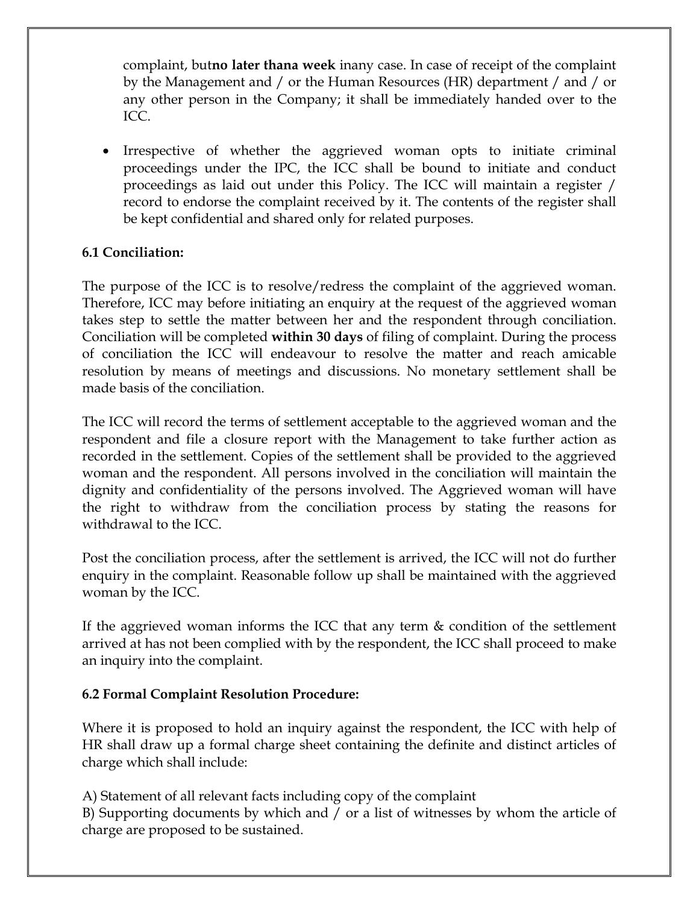complaint, but**no later thana week** inany case. In case of receipt of the complaint by the Management and / or the Human Resources (HR) department / and / or any other person in the Company; it shall be immediately handed over to the ICC.

- Irrespective of whether the aggrieved woman opts to initiate criminal proceedings under the IPC, the ICC shall be bound to initiate and conduct proceedings as laid out under this Policy. The ICC will maintain a register / record to endorse the complaint received by it. The contents of the register shall be kept confidential and shared only for related purposes.

**6.1 Conciliation:**

The purpose of the ICC is to resolve/redress the complaint of the aggrieved woman. Therefore, ICC may before initiating an enquiry at the request of the aggrieved woman takes step to settle the matter between her and the respondent through conciliation. Conciliation will be completed **within 30 days** of filing of complaint. During the process of conciliation the ICC will endeavour to resolve the matter and reach amicable resolution by means of meetings and discussions. No monetary settlement shall be made basis of the conciliation.

The ICC will record the terms of settlement acceptable to the aggrieved woman and the respondent and file a closure report with the Management to take further action as recorded in the settlement. Copies of the settlement shall be provided to the aggrieved woman and the respondent. All persons involved in the conciliation will maintain the dignity and confidentiality of the persons involved. The Aggrieved woman will have the right to withdraw from the conciliation process by stating the reasons for withdrawal to the ICC.

Post the conciliation process, after the settlement is arrived, the ICC will not do further enquiry in the complaint. Reasonable follow up shall be maintained with the aggrieved woman by the ICC.

If the aggrieved woman informs the ICC that any term & condition of the settlement arrived at has not been complied with by the respondent, the ICC shall proceed to make an inquiry into the complaint.

**6.2 Formal Complaint Resolution Procedure:**

Where it is proposed to hold an inquiry against the respondent, the ICC with help of HR shall draw up a formal charge sheet containing the definite and distinct articles of charge which shall include:

A) Statement of all relevant facts including copy of the complaint
B) Supporting documents by which and / or a list of witnesses by whom the article of charge are proposed to be sustained.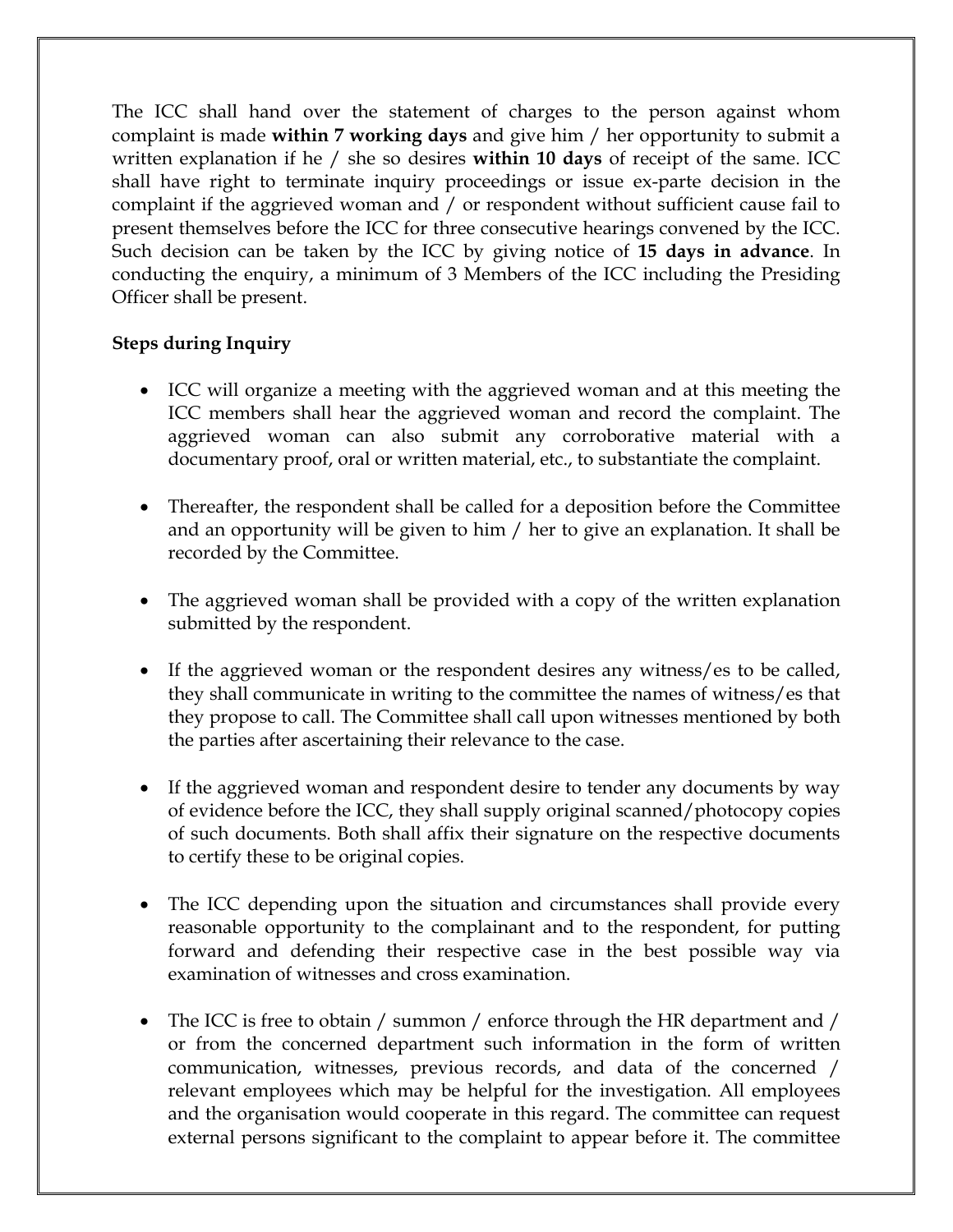The ICC shall hand over the statement of charges to the person against whom complaint is made **within 7 working days** and give him / her opportunity to submit a written explanation if he / she so desires **within 10 days** of receipt of the same. ICC shall have right to terminate inquiry proceedings or issue ex-parte decision in the complaint if the aggrieved woman and / or respondent without sufficient cause fail to present themselves before the ICC for three consecutive hearings convened by the ICC. Such decision can be taken by the ICC by giving notice of **15 days in advance**. In conducting the enquiry, a minimum of 3 Members of the ICC including the Presiding Officer shall be present.

**Steps during Inquiry**

- ICC will organize a meeting with the aggrieved woman and at this meeting the ICC members shall hear the aggrieved woman and record the complaint. The aggrieved woman can also submit any corroborative material with a documentary proof, oral or written material, etc., to substantiate the complaint.

- Thereafter, the respondent shall be called for a deposition before the Committee and an opportunity will be given to him / her to give an explanation. It shall be recorded by the Committee.

- The aggrieved woman shall be provided with a copy of the written explanation submitted by the respondent.

- If the aggrieved woman or the respondent desires any witness/es to be called, they shall communicate in writing to the committee the names of witness/es that they propose to call. The Committee shall call upon witnesses mentioned by both the parties after ascertaining their relevance to the case.

- If the aggrieved woman and respondent desire to tender any documents by way of evidence before the ICC, they shall supply original scanned/photocopy copies of such documents. Both shall affix their signature on the respective documents to certify these to be original copies.

- The ICC depending upon the situation and circumstances shall provide every reasonable opportunity to the complainant and to the respondent, for putting forward and defending their respective case in the best possible way via examination of witnesses and cross examination.

- The ICC is free to obtain / summon / enforce through the HR department and / or from the concerned department such information in the form of written communication, witnesses, previous records, and data of the concerned / relevant employees which may be helpful for the investigation. All employees and the organisation would cooperate in this regard. The committee can request external persons significant to the complaint to appear before it. The committee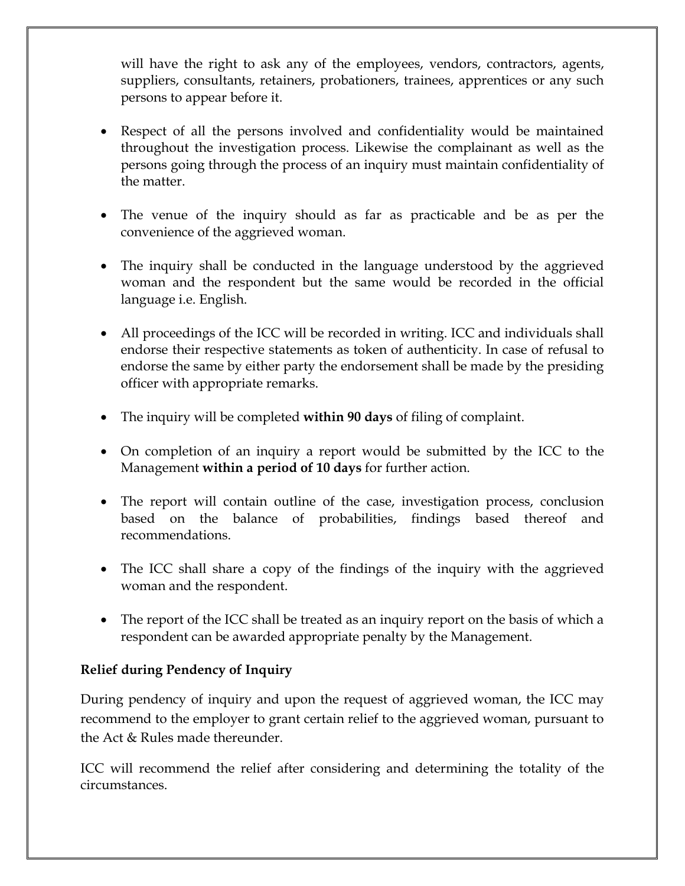will have the right to ask any of the employees, vendors, contractors, agents, suppliers, consultants, retainers, probationers, trainees, apprentices or any such persons to appear before it.

- Respect of all the persons involved and confidentiality would be maintained throughout the investigation process. Likewise the complainant as well as the persons going through the process of an inquiry must maintain confidentiality of the matter.
- The venue of the inquiry should as far as practicable and be as per the convenience of the aggrieved woman.
- The inquiry shall be conducted in the language understood by the aggrieved woman and the respondent but the same would be recorded in the official language i.e. English.
- All proceedings of the ICC will be recorded in writing. ICC and individuals shall endorse their respective statements as token of authenticity. In case of refusal to endorse the same by either party the endorsement shall be made by the presiding officer with appropriate remarks.
- The inquiry will be completed **within 90 days** of filing of complaint.
- On completion of an inquiry a report would be submitted by the ICC to the Management **within a period of 10 days** for further action.
- The report will contain outline of the case, investigation process, conclusion based on the balance of probabilities, findings based thereof and recommendations.
- The ICC shall share a copy of the findings of the inquiry with the aggrieved woman and the respondent.
- The report of the ICC shall be treated as an inquiry report on the basis of which a respondent can be awarded appropriate penalty by the Management.

**Relief during Pendency of Inquiry**

During pendency of inquiry and upon the request of aggrieved woman, the ICC may recommend to the employer to grant certain relief to the aggrieved woman, pursuant to the Act & Rules made thereunder.

ICC will recommend the relief after considering and determining the totality of the circumstances.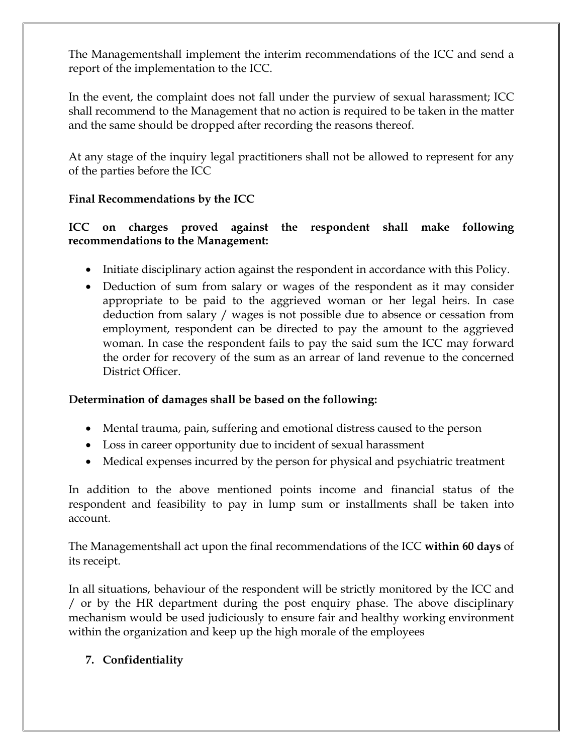The Managementshall implement the interim recommendations of the ICC and send a report of the implementation to the ICC.

In the event, the complaint does not fall under the purview of sexual harassment; ICC shall recommend to the Management that no action is required to be taken in the matter and the same should be dropped after recording the reasons thereof.

At any stage of the inquiry legal practitioners shall not be allowed to represent for any of the parties before the ICC

**Final Recommendations by the ICC**

**ICC on charges proved against the respondent shall make following recommendations to the Management:**

- Initiate disciplinary action against the respondent in accordance with this Policy.
- Deduction of sum from salary or wages of the respondent as it may consider appropriate to be paid to the aggrieved woman or her legal heirs. In case deduction from salary / wages is not possible due to absence or cessation from employment, respondent can be directed to pay the amount to the aggrieved woman. In case the respondent fails to pay the said sum the ICC may forward the order for recovery of the sum as an arrear of land revenue to the concerned District Officer.

**Determination of damages shall be based on the following:**

- Mental trauma, pain, suffering and emotional distress caused to the person
- Loss in career opportunity due to incident of sexual harassment
- Medical expenses incurred by the person for physical and psychiatric treatment

In addition to the above mentioned points income and financial status of the respondent and feasibility to pay in lump sum or installments shall be taken into account.

The Managementshall act upon the final recommendations of the ICC **within 60 days** of its receipt.

In all situations, behaviour of the respondent will be strictly monitored by the ICC and / or by the HR department during the post enquiry phase. The above disciplinary mechanism would be used judiciously to ensure fair and healthy working environment within the organization and keep up the high morale of the employees

## 7. Confidentiality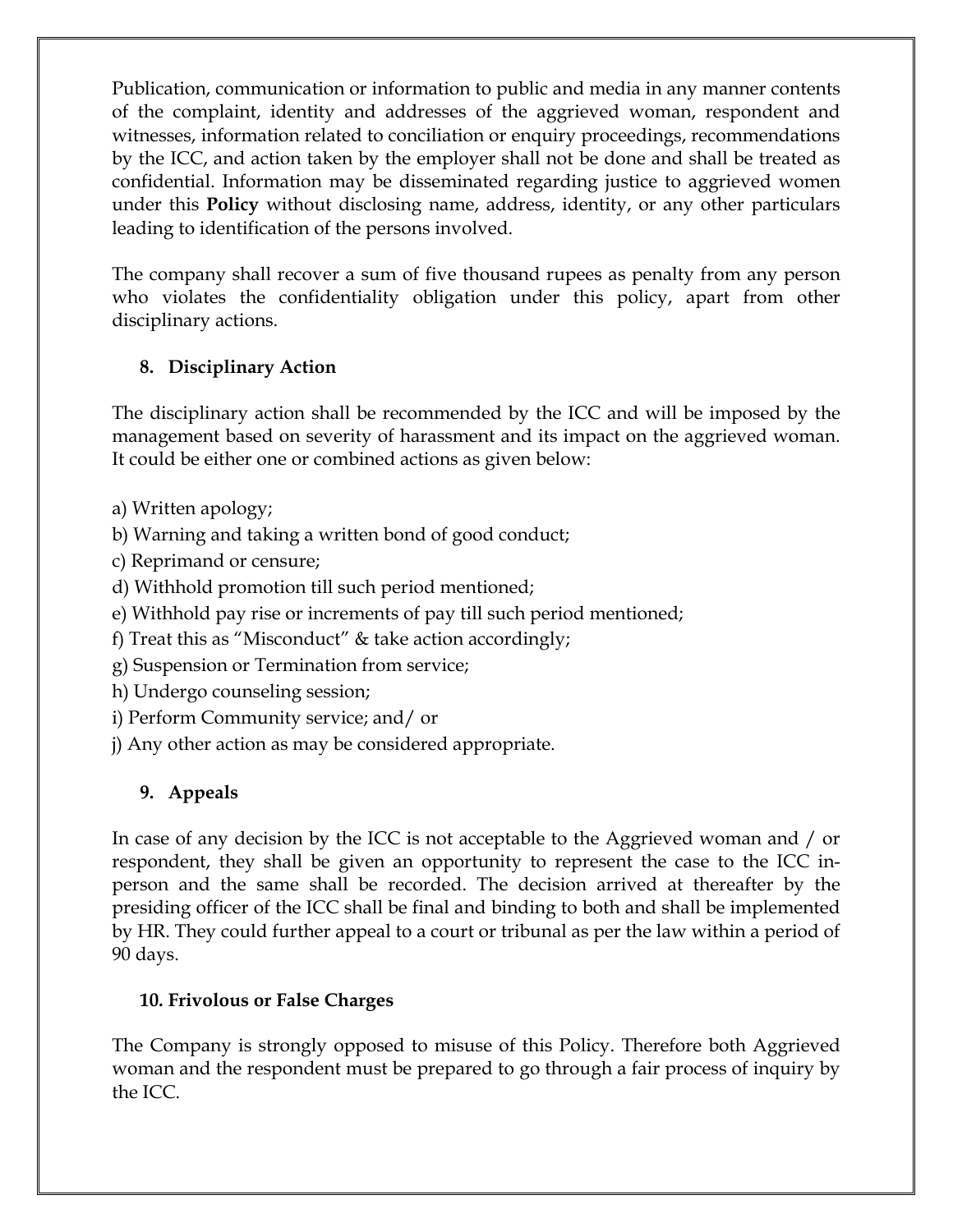Publication, communication or information to public and media in any manner contents of the complaint, identity and addresses of the aggrieved woman, respondent and witnesses, information related to conciliation or enquiry proceedings, recommendations by the ICC, and action taken by the employer shall not be done and shall be treated as confidential. Information may be disseminated regarding justice to aggrieved women under this **Policy** without disclosing name, address, identity, or any other particulars leading to identification of the persons involved.

The company shall recover a sum of five thousand rupees as penalty from any person who violates the confidentiality obligation under this policy, apart from other disciplinary actions.

## 8. Disciplinary Action

The disciplinary action shall be recommended by the ICC and will be imposed by the management based on severity of harassment and its impact on the aggrieved woman. It could be either one or combined actions as given below:

a) Written apology;
b) Warning and taking a written bond of good conduct;
c) Reprimand or censure;
d) Withhold promotion till such period mentioned;
e) Withhold pay rise or increments of pay till such period mentioned;
f) Treat this as "Misconduct" & take action accordingly;
g) Suspension or Termination from service;
h) Undergo counseling session;
i) Perform Community service; and/ or
j) Any other action as may be considered appropriate.

## 9. Appeals

In case of any decision by the ICC is not acceptable to the Aggrieved woman and / or respondent, they shall be given an opportunity to represent the case to the ICC in-person and the same shall be recorded. The decision arrived at thereafter by the presiding officer of the ICC shall be final and binding to both and shall be implemented by HR. They could further appeal to a court or tribunal as per the law within a period of 90 days.

## 10. Frivolous or False Charges

The Company is strongly opposed to misuse of this Policy. Therefore both Aggrieved woman and the respondent must be prepared to go through a fair process of inquiry by the ICC.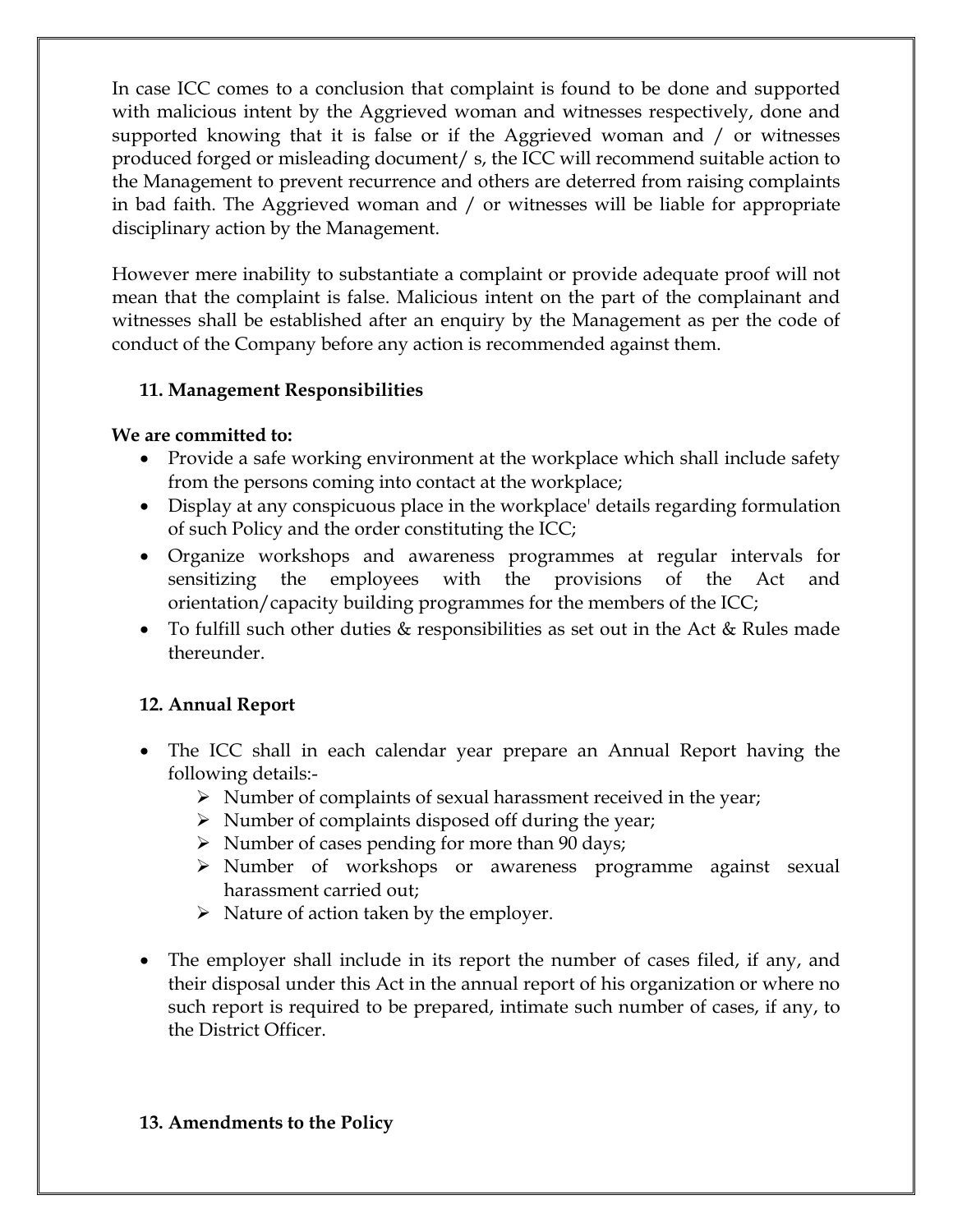In case ICC comes to a conclusion that complaint is found to be done and supported with malicious intent by the Aggrieved woman and witnesses respectively, done and supported knowing that it is false or if the Aggrieved woman and / or witnesses produced forged or misleading document/ s, the ICC will recommend suitable action to the Management to prevent recurrence and others are deterred from raising complaints in bad faith. The Aggrieved woman and / or witnesses will be liable for appropriate disciplinary action by the Management.

However mere inability to substantiate a complaint or provide adequate proof will not mean that the complaint is false. Malicious intent on the part of the complainant and witnesses shall be established after an enquiry by the Management as per the code of conduct of the Company before any action is recommended against them.

### 11. Management Responsibilities

**We are committed to:**

- Provide a safe working environment at the workplace which shall include safety from the persons coming into contact at the workplace;
- Display at any conspicuous place in the workplace' details regarding formulation of such Policy and the order constituting the ICC;
- Organize workshops and awareness programmes at regular intervals for sensitizing the employees with the provisions of the Act and orientation/capacity building programmes for the members of the ICC;
- To fulfill such other duties & responsibilities as set out in the Act & Rules made thereunder.

### 12. Annual Report

- The ICC shall in each calendar year prepare an Annual Report having the following details:-
  - Number of complaints of sexual harassment received in the year;
  - Number of complaints disposed off during the year;
  - Number of cases pending for more than 90 days;
  - Number of workshops or awareness programme against sexual harassment carried out;
  - Nature of action taken by the employer.
- The employer shall include in its report the number of cases filed, if any, and their disposal under this Act in the annual report of his organization or where no such report is required to be prepared, intimate such number of cases, if any, to the District Officer.

### 13. Amendments to the Policy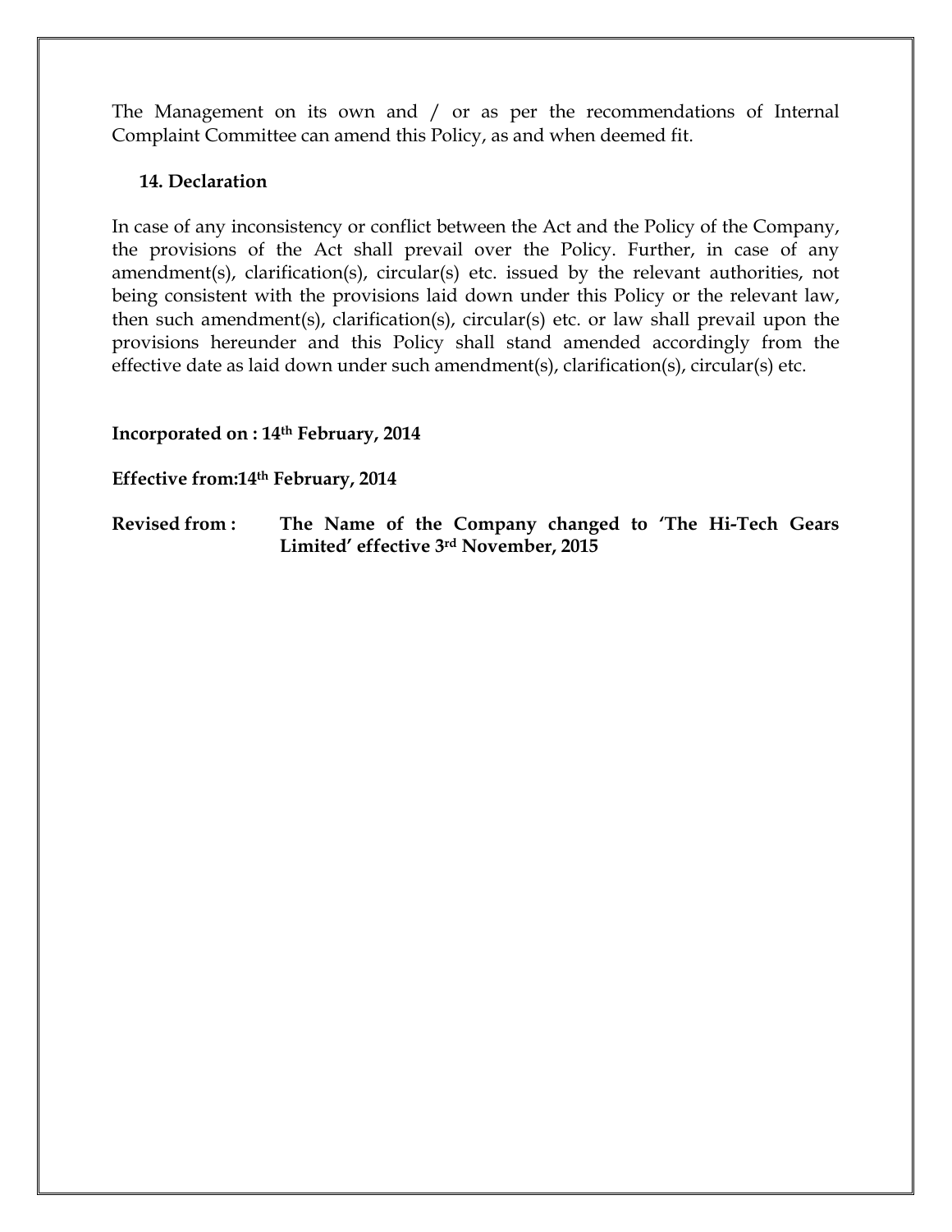The Management on its own and / or as per the recommendations of Internal Complaint Committee can amend this Policy, as and when deemed fit.

### 14. Declaration

In case of any inconsistency or conflict between the Act and the Policy of the Company, the provisions of the Act shall prevail over the Policy. Further, in case of any amendment(s), clarification(s), circular(s) etc. issued by the relevant authorities, not being consistent with the provisions laid down under this Policy or the relevant law, then such amendment(s), clarification(s), circular(s) etc. or law shall prevail upon the provisions hereunder and this Policy shall stand amended accordingly from the effective date as laid down under such amendment(s), clarification(s), circular(s) etc.

**Incorporated on : 14th February, 2014**

**Effective from:14th February, 2014**

**Revised from : The Name of the Company changed to 'The Hi-Tech Gears Limited' effective 3rd November, 2015**